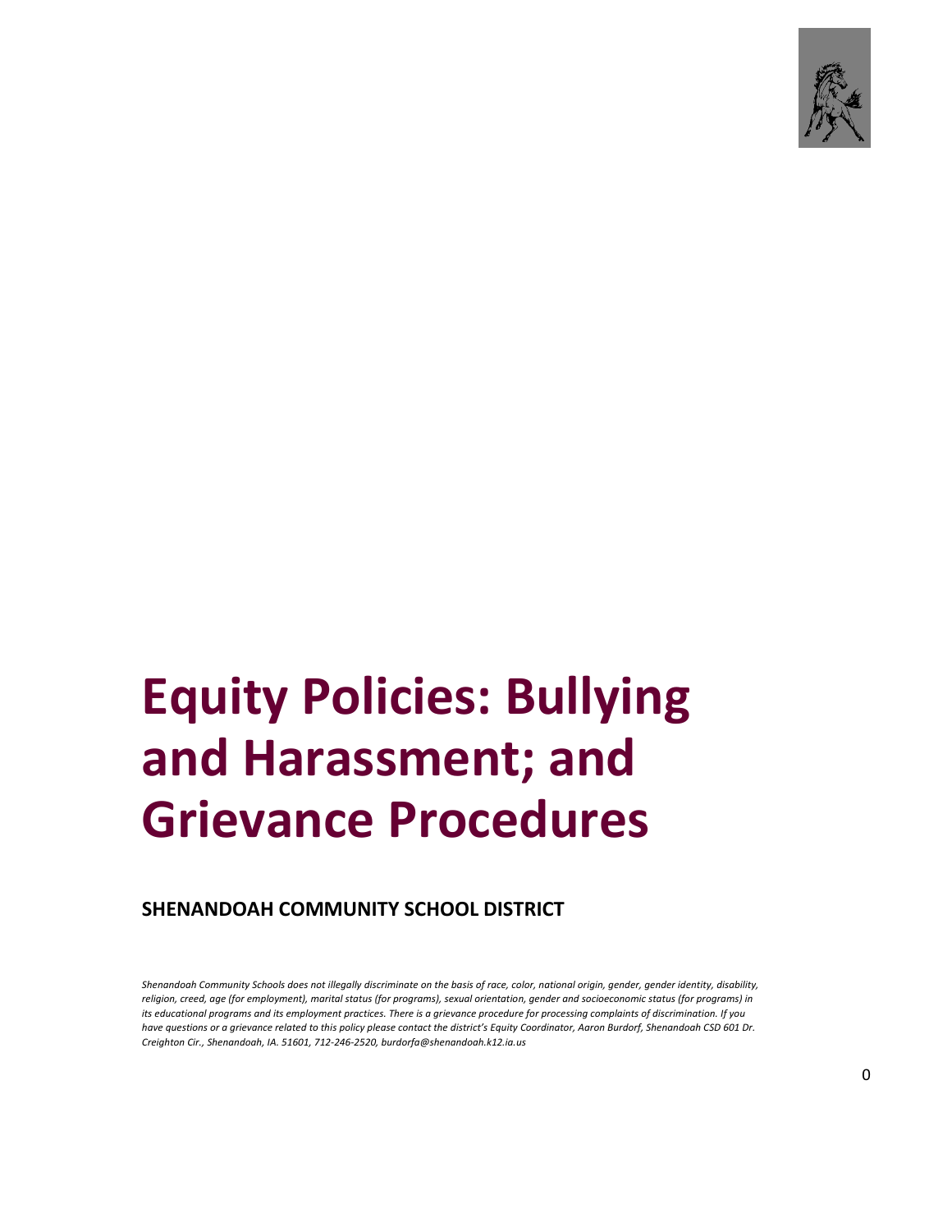# Equity Policies: Bullying and Harassment; and Grievance Procedures

**SHENANDOAH COMMUNITY SCHOOL DISTRICT**

*Shenandoah Community Schools does not illegally discriminate on the basis of race, color, national origin, gender, gender identity, disability, religion, creed, age (for employment), marital status (for programs), sexual orientation, gender and socioeconomic status (for programs) in its educational programs and its employment practices. There is a grievance procedure for processing complaints of discrimination. If you have questions or a grievance related to this policy please contact the district's Equity Coordinator, Aaron Burdorf, Shenandoah CSD 601 Dr. Creighton Cir., Shenandoah, IA. 51601, 712-246-2520, burdorfa@shenandoah.k12.ia.us*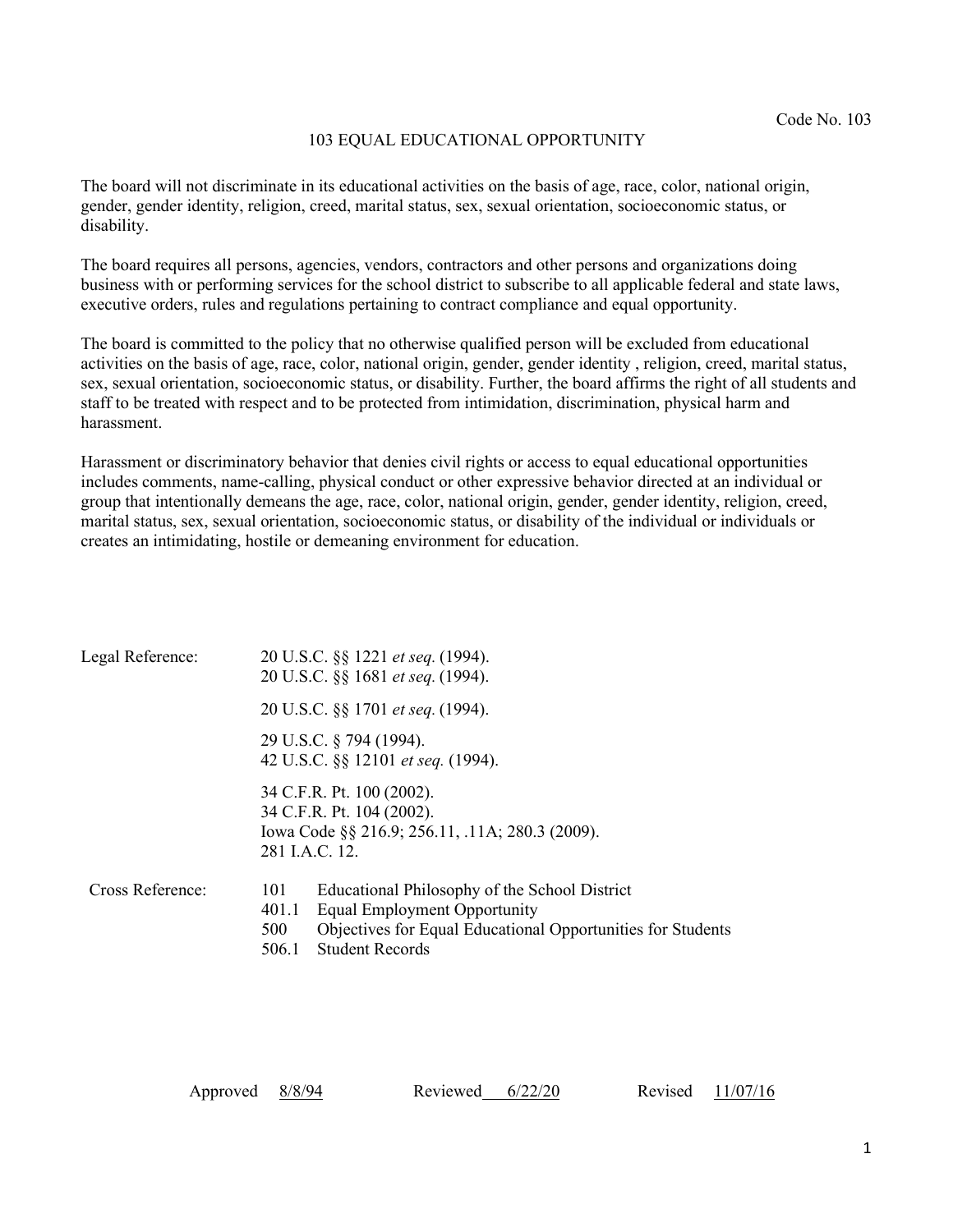Code No. 103

# 103 EQUAL EDUCATIONAL OPPORTUNITY

The board will not discriminate in its educational activities on the basis of age, race, color, national origin, gender, gender identity, religion, creed, marital status, sex, sexual orientation, socioeconomic status, or disability.

The board requires all persons, agencies, vendors, contractors and other persons and organizations doing business with or performing services for the school district to subscribe to all applicable federal and state laws, executive orders, rules and regulations pertaining to contract compliance and equal opportunity.

The board is committed to the policy that no otherwise qualified person will be excluded from educational activities on the basis of age, race, color, national origin, gender, gender identity , religion, creed, marital status, sex, sexual orientation, socioeconomic status, or disability. Further, the board affirms the right of all students and staff to be treated with respect and to be protected from intimidation, discrimination, physical harm and harassment.

Harassment or discriminatory behavior that denies civil rights or access to equal educational opportunities includes comments, name-calling, physical conduct or other expressive behavior directed at an individual or group that intentionally demeans the age, race, color, national origin, gender, gender identity, religion, creed, marital status, sex, sexual orientation, socioeconomic status, or disability of the individual or individuals or creates an intimidating, hostile or demeaning environment for education.

Legal Reference:

20 U.S.C. §§ 1221 *et seq.* (1994).
20 U.S.C. §§ 1681 *et seq.* (1994).

20 U.S.C. §§ 1701 *et seq.* (1994).

29 U.S.C. § 794 (1994).
42 U.S.C. §§ 12101 *et seq.* (1994).

34 C.F.R. Pt. 100 (2002).
34 C.F.R. Pt. 104 (2002).
Iowa Code §§ 216.9; 256.11, .11A; 280.3 (2009).
281 I.A.C. 12.

Cross Reference:

101 Educational Philosophy of the School District
401.1 Equal Employment Opportunity
500 Objectives for Equal Educational Opportunities for Students
506.1 Student Records

Approved 8/8/94 Reviewed 6/22/20 Revised 11/07/16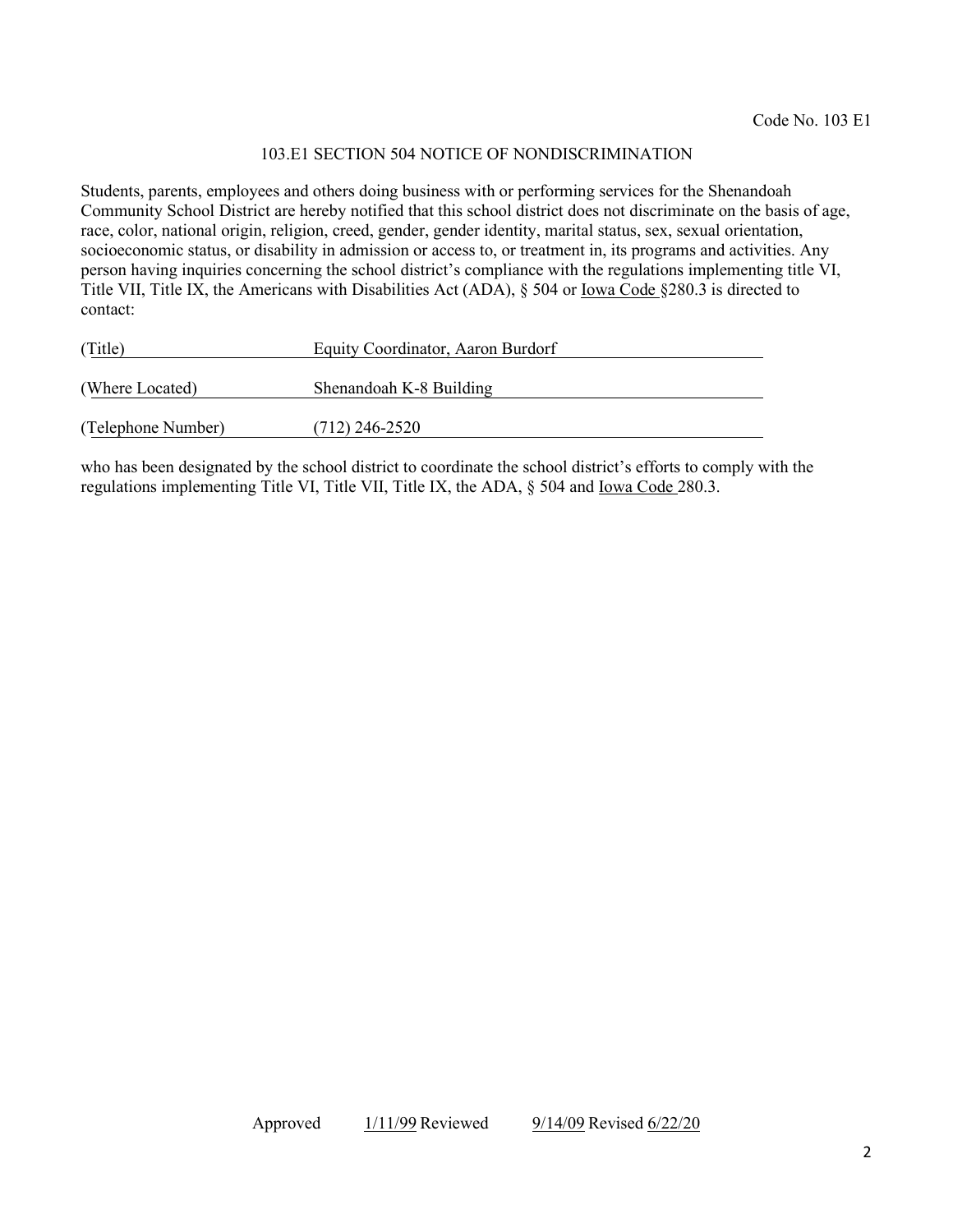Code No. 103 E1

## 103.E1 SECTION 504 NOTICE OF NONDISCRIMINATION

Students, parents, employees and others doing business with or performing services for the Shenandoah Community School District are hereby notified that this school district does not discriminate on the basis of age, race, color, national origin, religion, creed, gender, gender identity, marital status, sex, sexual orientation, socioeconomic status, or disability in admission or access to, or treatment in, its programs and activities. Any person having inquiries concerning the school district's compliance with the regulations implementing title VI, Title VII, Title IX, the Americans with Disabilities Act (ADA), § 504 or Iowa Code §280.3 is directed to contact:

| | |
|---|---|
| (Title) | Equity Coordinator, Aaron Burdorf |
| (Where Located) | Shenandoah K-8 Building |
| (Telephone Number) | (712) 246-2520 |

who has been designated by the school district to coordinate the school district's efforts to comply with the regulations implementing Title VI, Title VII, Title IX, the ADA, § 504 and Iowa Code 280.3.

Approved 1/11/99 Reviewed 9/14/09 Revised 6/22/20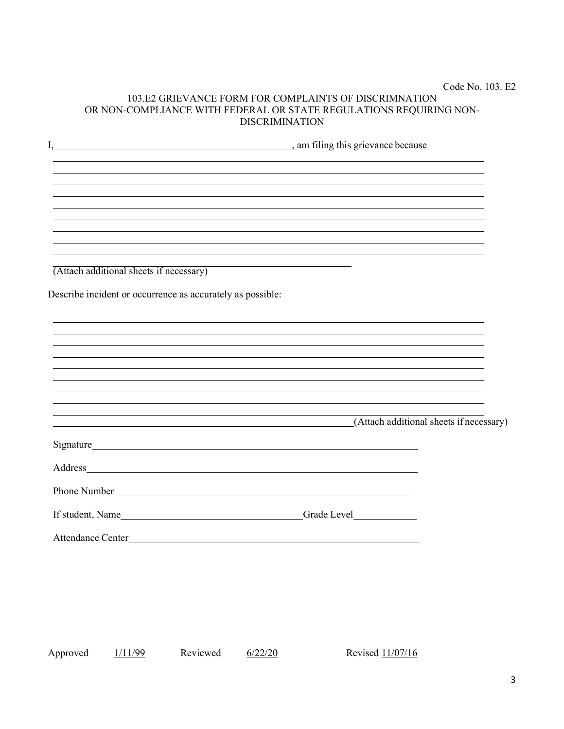Code No. 103. E2

# 103.E2 GRIEVANCE FORM FOR COMPLAINTS OF DISCRIMNATION OR NON-COMPLIANCE WITH FEDERAL OR STATE REGULATIONS REQUIRING NON-DISCRIMINATION

I, ______________________________, am filing this grievance because

______________________________________________________________________

______________________________________________________________________

______________________________________________________________________

______________________________________________________________________

______________________________________________________________________

______________________________________________________________________

______________________________________________________________________

______________________________________________________________________

______________________________________________________________________

(Attach additional sheets if necessary)

Describe incident or occurrence as accurately as possible:

______________________________________________________________________

______________________________________________________________________

______________________________________________________________________

______________________________________________________________________

______________________________________________________________________

______________________________________________________________________

______________________________________________________________________

______________________________________________________________________

______________________________________________________________________

______________________________________________________________________ (Attach additional sheets if necessary)

Signature______________________________________________________

Address_______________________________________________________

Phone Number__________________________________________________

If student, Name______________________________ Grade Level__________

Attendance Center______________________________________________

Approved 1/11/99 Reviewed 6/22/20 Revised 11/07/16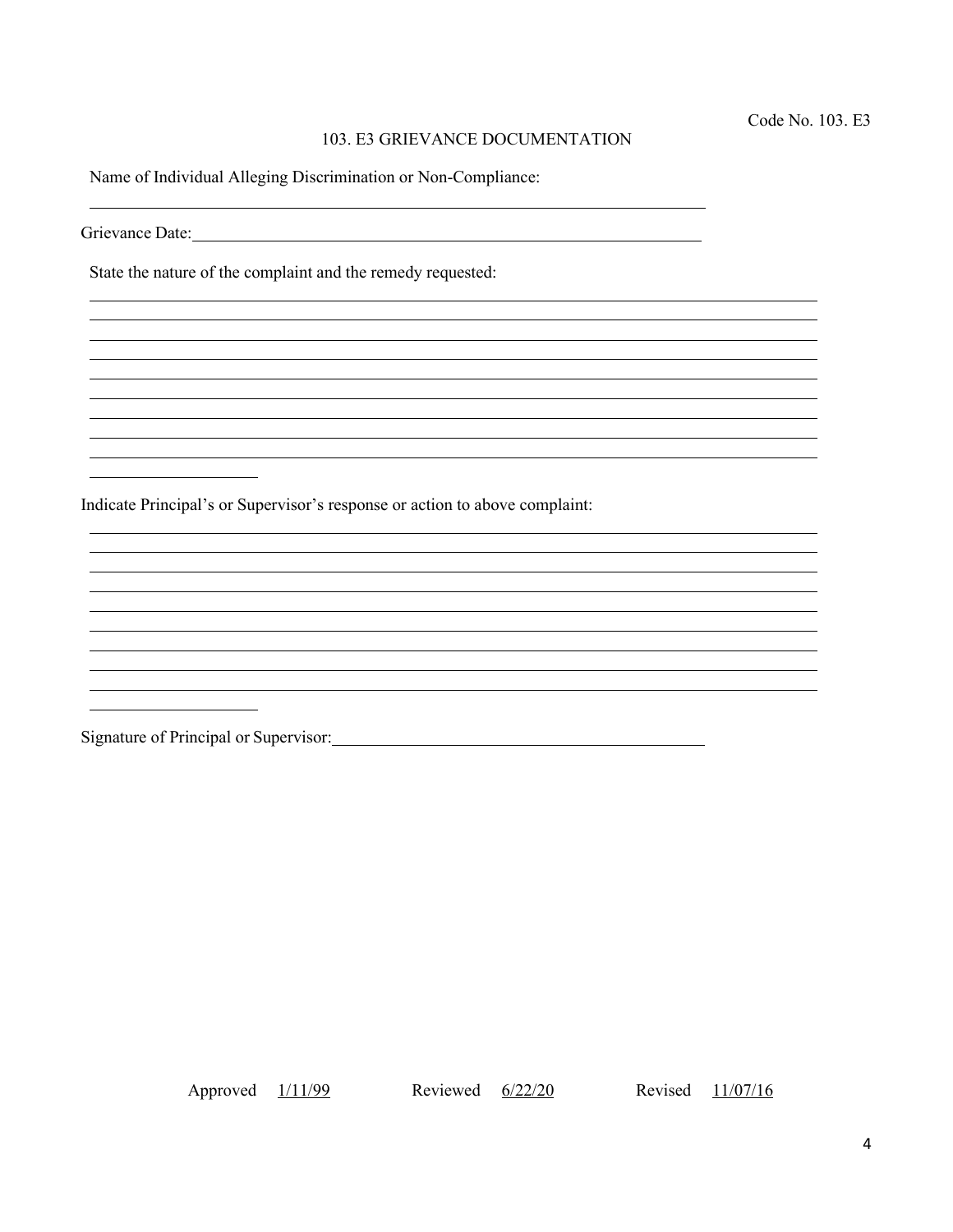Code No. 103. E3

# 103. E3 GRIEVANCE DOCUMENTATION

Name of Individual Alleging Discrimination or Non-Compliance:

\_\_\_\_\_\_\_\_\_\_\_\_\_\_\_\_\_\_\_\_\_\_\_\_\_\_\_\_\_\_\_\_\_\_\_\_\_\_\_\_\_\_\_\_\_\_\_\_\_\_\_\_\_\_\_\_\_\_\_\_\_\_\_\_\_\_\_\_\_\_

Grievance Date:\_\_\_\_\_\_\_\_\_\_\_\_\_\_\_\_\_\_\_\_\_\_\_\_\_\_\_\_\_\_\_\_\_\_\_\_\_\_\_\_\_\_\_\_\_\_\_\_\_\_\_\_\_\_\_\_\_\_

State the nature of the complaint and the remedy requested:

\_\_\_\_\_\_\_\_\_\_\_\_\_\_\_\_\_\_\_\_\_\_\_\_\_\_\_\_\_\_\_\_\_\_\_\_\_\_\_\_\_\_\_\_\_\_\_\_\_\_\_\_\_\_\_\_\_\_\_\_\_\_\_\_\_\_\_\_\_\_\_\_\_\_\_\_\_\_\_\_\_\_

\_\_\_\_\_\_\_\_\_\_\_\_\_\_\_\_\_\_\_\_\_\_\_\_\_\_\_\_\_\_\_\_\_\_\_\_\_\_\_\_\_\_\_\_\_\_\_\_\_\_\_\_\_\_\_\_\_\_\_\_\_\_\_\_\_\_\_\_\_\_\_\_\_\_\_\_\_\_\_\_\_\_

\_\_\_\_\_\_\_\_\_\_\_\_\_\_\_\_\_\_\_\_\_\_\_\_\_\_\_\_\_\_\_\_\_\_\_\_\_\_\_\_\_\_\_\_\_\_\_\_\_\_\_\_\_\_\_\_\_\_\_\_\_\_\_\_\_\_\_\_\_\_\_\_\_\_\_\_\_\_\_\_\_\_

\_\_\_\_\_\_\_\_\_\_\_\_\_\_\_\_\_\_\_\_\_\_\_\_\_\_\_\_\_\_\_\_\_\_\_\_\_\_\_\_\_\_\_\_\_\_\_\_\_\_\_\_\_\_\_\_\_\_\_\_\_\_\_\_\_\_\_\_\_\_\_\_\_\_\_\_\_\_\_\_\_\_

\_\_\_\_\_\_\_\_\_\_\_\_\_\_\_\_\_\_\_\_\_\_\_\_\_\_\_\_\_\_\_\_\_\_\_\_\_\_\_\_\_\_\_\_\_\_\_\_\_\_\_\_\_\_\_\_\_\_\_\_\_\_\_\_\_\_\_\_\_\_\_\_\_\_\_\_\_\_\_\_\_\_

\_\_\_\_\_\_\_\_\_\_\_\_\_\_\_\_\_\_\_\_\_\_\_\_\_\_\_\_\_\_\_\_\_\_\_\_\_\_\_\_\_\_\_\_\_\_\_\_\_\_\_\_\_\_\_\_\_\_\_\_\_\_\_\_\_\_\_\_\_\_\_\_\_\_\_\_\_\_\_\_\_\_

\_\_\_\_\_\_\_\_\_\_\_\_\_\_\_\_\_\_\_\_\_\_\_\_\_\_\_\_\_\_\_\_\_\_\_\_\_\_\_\_\_\_\_\_\_\_\_\_\_\_\_\_\_\_\_\_\_\_\_\_\_\_\_\_\_\_\_\_\_\_\_\_\_\_\_\_\_\_\_\_\_\_

\_\_\_\_\_\_\_\_\_\_\_\_\_\_\_\_\_\_\_\_\_\_\_\_\_\_\_\_\_\_\_\_\_\_\_\_\_\_\_\_\_\_\_\_\_\_\_\_\_\_\_\_\_\_\_\_\_\_\_\_\_\_\_\_\_\_\_\_\_\_\_\_\_\_\_\_\_\_\_\_\_\_

\_\_\_\_\_\_\_\_\_\_\_\_\_\_\_\_\_\_\_\_

Indicate Principal's or Supervisor's response or action to above complaint:

\_\_\_\_\_\_\_\_\_\_\_\_\_\_\_\_\_\_\_\_\_\_\_\_\_\_\_\_\_\_\_\_\_\_\_\_\_\_\_\_\_\_\_\_\_\_\_\_\_\_\_\_\_\_\_\_\_\_\_\_\_\_\_\_\_\_\_\_\_\_\_\_\_\_\_\_\_\_\_\_\_\_

\_\_\_\_\_\_\_\_\_\_\_\_\_\_\_\_\_\_\_\_\_\_\_\_\_\_\_\_\_\_\_\_\_\_\_\_\_\_\_\_\_\_\_\_\_\_\_\_\_\_\_\_\_\_\_\_\_\_\_\_\_\_\_\_\_\_\_\_\_\_\_\_\_\_\_\_\_\_\_\_\_\_

\_\_\_\_\_\_\_\_\_\_\_\_\_\_\_\_\_\_\_\_\_\_\_\_\_\_\_\_\_\_\_\_\_\_\_\_\_\_\_\_\_\_\_\_\_\_\_\_\_\_\_\_\_\_\_\_\_\_\_\_\_\_\_\_\_\_\_\_\_\_\_\_\_\_\_\_\_\_\_\_\_\_

\_\_\_\_\_\_\_\_\_\_\_\_\_\_\_\_\_\_\_\_\_\_\_\_\_\_\_\_\_\_\_\_\_\_\_\_\_\_\_\_\_\_\_\_\_\_\_\_\_\_\_\_\_\_\_\_\_\_\_\_\_\_\_\_\_\_\_\_\_\_\_\_\_\_\_\_\_\_\_\_\_\_

\_\_\_\_\_\_\_\_\_\_\_\_\_\_\_\_\_\_\_\_\_\_\_\_\_\_\_\_\_\_\_\_\_\_\_\_\_\_\_\_\_\_\_\_\_\_\_\_\_\_\_\_\_\_\_\_\_\_\_\_\_\_\_\_\_\_\_\_\_\_\_\_\_\_\_\_\_\_\_\_\_\_

\_\_\_\_\_\_\_\_\_\_\_\_\_\_\_\_\_\_\_\_\_\_\_\_\_\_\_\_\_\_\_\_\_\_\_\_\_\_\_\_\_\_\_\_\_\_\_\_\_\_\_\_\_\_\_\_\_\_\_\_\_\_\_\_\_\_\_\_\_\_\_\_\_\_\_\_\_\_\_\_\_\_

\_\_\_\_\_\_\_\_\_\_\_\_\_\_\_\_\_\_\_\_\_\_\_\_\_\_\_\_\_\_\_\_\_\_\_\_\_\_\_\_\_\_\_\_\_\_\_\_\_\_\_\_\_\_\_\_\_\_\_\_\_\_\_\_\_\_\_\_\_\_\_\_\_\_\_\_\_\_\_\_\_\_

\_\_\_\_\_\_\_\_\_\_\_\_\_\_\_\_\_\_\_\_\_\_\_\_\_\_\_\_\_\_\_\_\_\_\_\_\_\_\_\_\_\_\_\_\_\_\_\_\_\_\_\_\_\_\_\_\_\_\_\_\_\_\_\_\_\_\_\_\_\_\_\_\_\_\_\_\_\_\_\_\_\_

\_\_\_\_\_\_\_\_\_\_\_\_\_\_\_\_\_\_\_\_

Signature of Principal or Supervisor:\_\_\_\_\_\_\_\_\_\_\_\_\_\_\_\_\_\_\_\_\_\_\_\_\_\_\_\_\_\_\_\_\_\_\_\_\_\_\_\_\_\_\_\_

Approved 1/11/99 Reviewed 6/22/20 Revised 11/07/16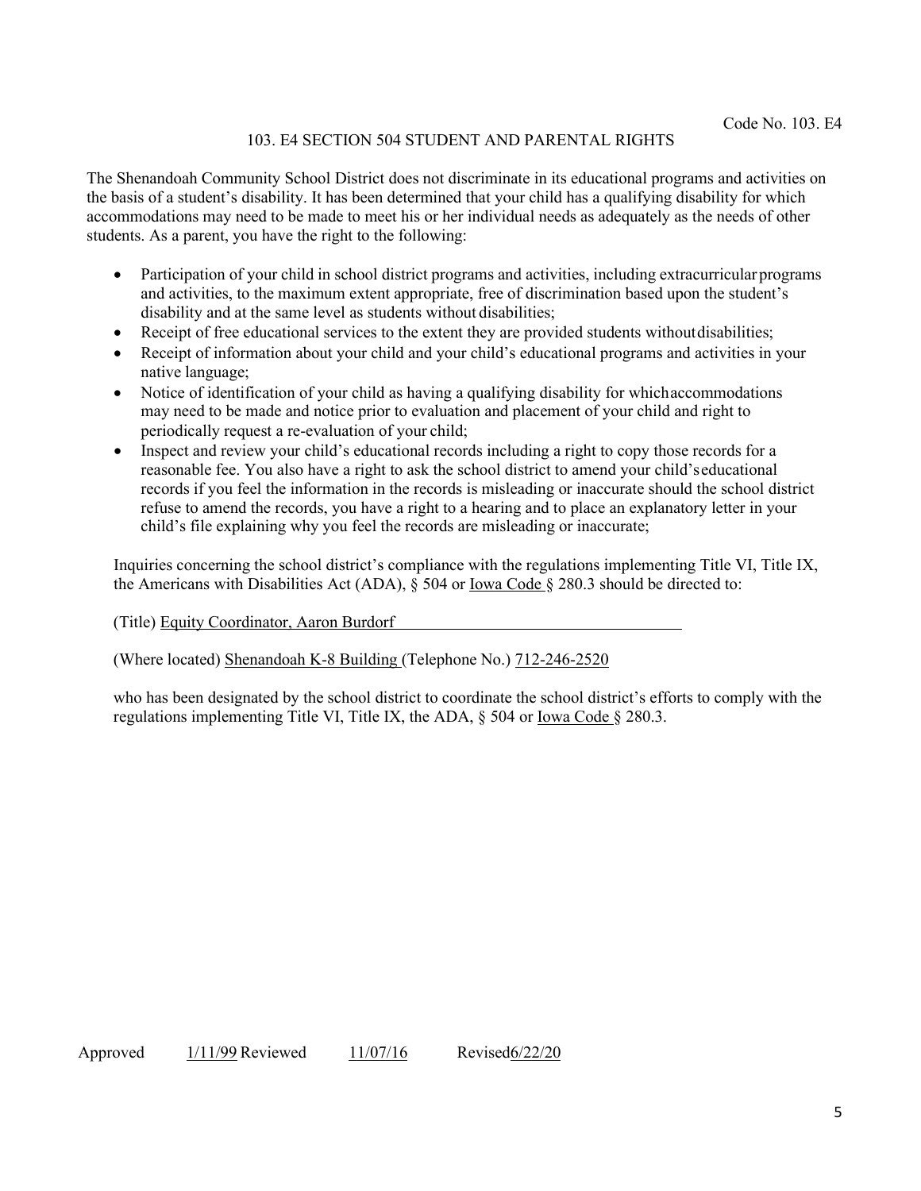Code No. 103. E4

## 103. E4 SECTION 504 STUDENT AND PARENTAL RIGHTS

The Shenandoah Community School District does not discriminate in its educational programs and activities on the basis of a student's disability. It has been determined that your child has a qualifying disability for which accommodations may need to be made to meet his or her individual needs as adequately as the needs of other students. As a parent, you have the right to the following:

- Participation of your child in school district programs and activities, including extracurricular programs and activities, to the maximum extent appropriate, free of discrimination based upon the student's disability and at the same level as students without disabilities;
- Receipt of free educational services to the extent they are provided students without disabilities;
- Receipt of information about your child and your child's educational programs and activities in your native language;
- Notice of identification of your child as having a qualifying disability for which accommodations may need to be made and notice prior to evaluation and placement of your child and right to periodically request a re-evaluation of your child;
- Inspect and review your child's educational records including a right to copy those records for a reasonable fee. You also have a right to ask the school district to amend your child's educational records if you feel the information in the records is misleading or inaccurate should the school district refuse to amend the records, you have a right to a hearing and to place an explanatory letter in your child's file explaining why you feel the records are misleading or inaccurate;

Inquiries concerning the school district's compliance with the regulations implementing Title VI, Title IX, the Americans with Disabilities Act (ADA), § 504 or Iowa Code § 280.3 should be directed to:

(Title) Equity Coordinator, Aaron Burdorf

(Where located) Shenandoah K-8 Building (Telephone No.) 712-246-2520

who has been designated by the school district to coordinate the school district's efforts to comply with the regulations implementing Title VI, Title IX, the ADA, § 504 or Iowa Code § 280.3.

Approved 1/11/99 Reviewed 11/07/16 Revised 6/22/20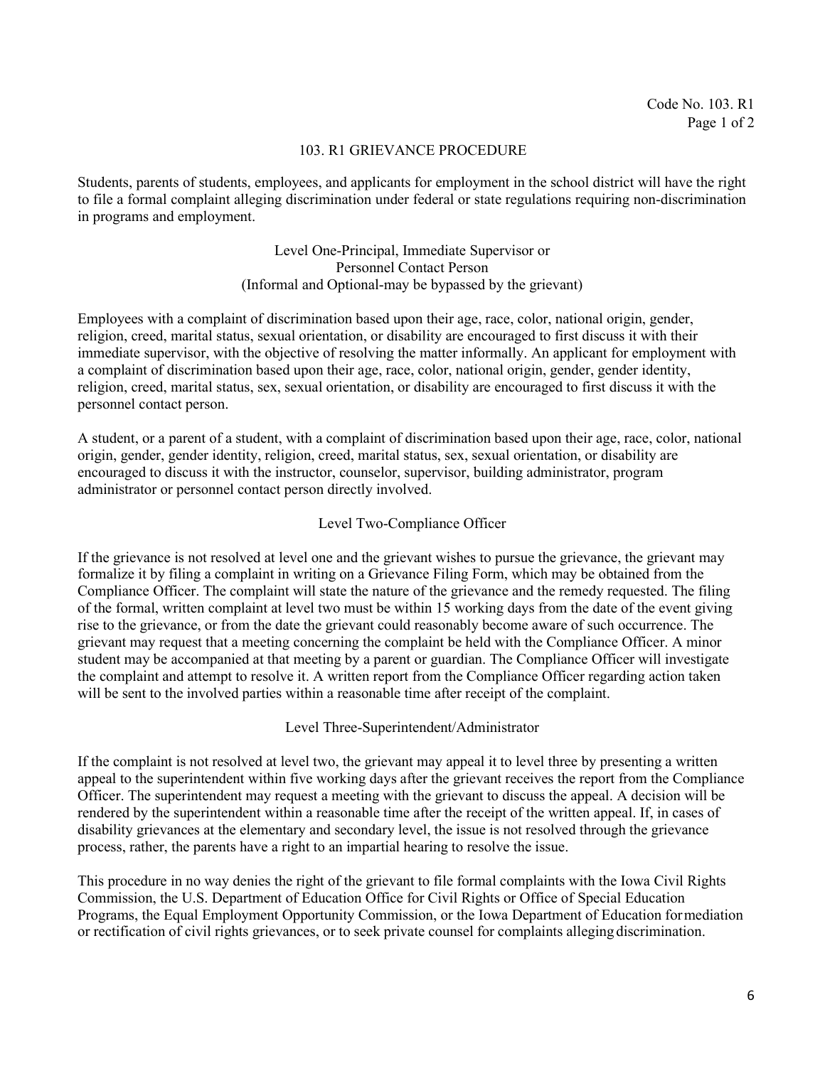Code No. 103. R1

# 103. R1 GRIEVANCE PROCEDURE

Students, parents of students, employees, and applicants for employment in the school district will have the right to file a formal complaint alleging discrimination under federal or state regulations requiring non-discrimination in programs and employment.

## Level One-Principal, Immediate Supervisor or Personnel Contact Person
### (Informal and Optional-may be bypassed by the grievant)

Employees with a complaint of discrimination based upon their age, race, color, national origin, gender, religion, creed, marital status, sexual orientation, or disability are encouraged to first discuss it with their immediate supervisor, with the objective of resolving the matter informally. An applicant for employment with a complaint of discrimination based upon their age, race, color, national origin, gender, gender identity, religion, creed, marital status, sex, sexual orientation, or disability are encouraged to first discuss it with the personnel contact person.

A student, or a parent of a student, with a complaint of discrimination based upon their age, race, color, national origin, gender, gender identity, religion, creed, marital status, sex, sexual orientation, or disability are encouraged to discuss it with the instructor, counselor, supervisor, building administrator, program administrator or personnel contact person directly involved.

## Level Two-Compliance Officer

If the grievance is not resolved at level one and the grievant wishes to pursue the grievance, the grievant may formalize it by filing a complaint in writing on a Grievance Filing Form, which may be obtained from the Compliance Officer. The complaint will state the nature of the grievance and the remedy requested. The filing of the formal, written complaint at level two must be within 15 working days from the date of the event giving rise to the grievance, or from the date the grievant could reasonably become aware of such occurrence. The grievant may request that a meeting concerning the complaint be held with the Compliance Officer. A minor student may be accompanied at that meeting by a parent or guardian. The Compliance Officer will investigate the complaint and attempt to resolve it. A written report from the Compliance Officer regarding action taken will be sent to the involved parties within a reasonable time after receipt of the complaint.

## Level Three-Superintendent/Administrator

If the complaint is not resolved at level two, the grievant may appeal it to level three by presenting a written appeal to the superintendent within five working days after the grievant receives the report from the Compliance Officer. The superintendent may request a meeting with the grievant to discuss the appeal. A decision will be rendered by the superintendent within a reasonable time after the receipt of the written appeal. If, in cases of disability grievances at the elementary and secondary level, the issue is not resolved through the grievance process, rather, the parents have a right to an impartial hearing to resolve the issue.

This procedure in no way denies the right of the grievant to file formal complaints with the Iowa Civil Rights Commission, the U.S. Department of Education Office for Civil Rights or Office of Special Education Programs, the Equal Employment Opportunity Commission, or the Iowa Department of Education for mediation or rectification of civil rights grievances, or to seek private counsel for complaints alleging discrimination.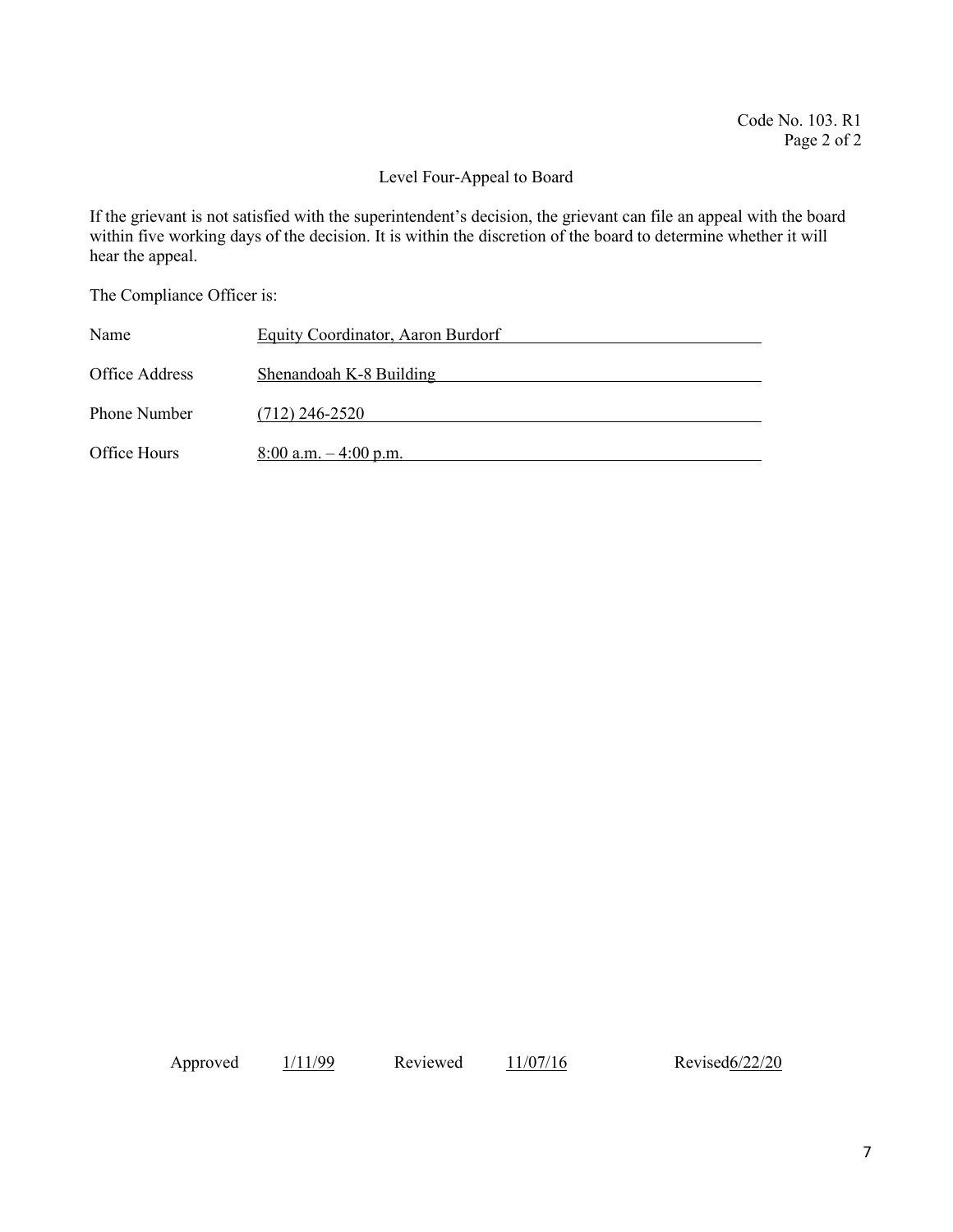Code No. 103. R1

### Level Four-Appeal to Board

If the grievant is not satisfied with the superintendent's decision, the grievant can file an appeal with the board within five working days of the decision. It is within the discretion of the board to determine whether it will hear the appeal.

The Compliance Officer is:

| | |
|---|---|
| Name | Equity Coordinator, Aaron Burdorf |
| Office Address | Shenandoah K-8 Building |
| Phone Number | (712) 246-2520 |
| Office Hours | 8:00 a.m. – 4:00 p.m. |

Approved 1/11/99 Reviewed 11/07/16 Revised 6/22/20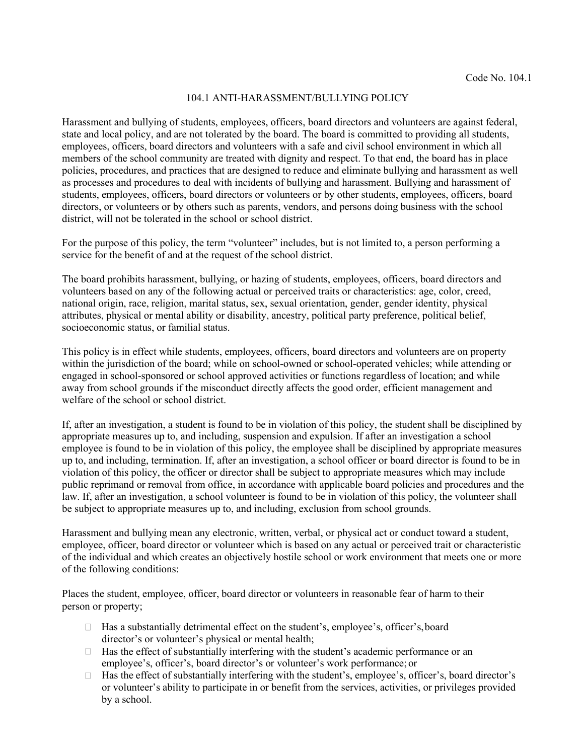Code No. 104.1

## 104.1 ANTI-HARASSMENT/BULLYING POLICY

Harassment and bullying of students, employees, officers, board directors and volunteers are against federal, state and local policy, and are not tolerated by the board. The board is committed to providing all students, employees, officers, board directors and volunteers with a safe and civil school environment in which all members of the school community are treated with dignity and respect. To that end, the board has in place policies, procedures, and practices that are designed to reduce and eliminate bullying and harassment as well as processes and procedures to deal with incidents of bullying and harassment. Bullying and harassment of students, employees, officers, board directors or volunteers or by other students, employees, officers, board directors, or volunteers or by others such as parents, vendors, and persons doing business with the school district, will not be tolerated in the school or school district.

For the purpose of this policy, the term "volunteer" includes, but is not limited to, a person performing a service for the benefit of and at the request of the school district.

The board prohibits harassment, bullying, or hazing of students, employees, officers, board directors and volunteers based on any of the following actual or perceived traits or characteristics: age, color, creed, national origin, race, religion, marital status, sex, sexual orientation, gender, gender identity, physical attributes, physical or mental ability or disability, ancestry, political party preference, political belief, socioeconomic status, or familial status.

This policy is in effect while students, employees, officers, board directors and volunteers are on property within the jurisdiction of the board; while on school-owned or school-operated vehicles; while attending or engaged in school-sponsored or school approved activities or functions regardless of location; and while away from school grounds if the misconduct directly affects the good order, efficient management and welfare of the school or school district.

If, after an investigation, a student is found to be in violation of this policy, the student shall be disciplined by appropriate measures up to, and including, suspension and expulsion. If after an investigation a school employee is found to be in violation of this policy, the employee shall be disciplined by appropriate measures up to, and including, termination. If, after an investigation, a school officer or board director is found to be in violation of this policy, the officer or director shall be subject to appropriate measures which may include public reprimand or removal from office, in accordance with applicable board policies and procedures and the law. If, after an investigation, a school volunteer is found to be in violation of this policy, the volunteer shall be subject to appropriate measures up to, and including, exclusion from school grounds.

Harassment and bullying mean any electronic, written, verbal, or physical act or conduct toward a student, employee, officer, board director or volunteer which is based on any actual or perceived trait or characteristic of the individual and which creates an objectively hostile school or work environment that meets one or more of the following conditions:

Places the student, employee, officer, board director or volunteers in reasonable fear of harm to their person or property;

- Has a substantially detrimental effect on the student's, employee's, officer's, board director's or volunteer's physical or mental health;
- Has the effect of substantially interfering with the student's academic performance or an employee's, officer's, board director's or volunteer's work performance; or
- Has the effect of substantially interfering with the student's, employee's, officer's, board director's or volunteer's ability to participate in or benefit from the services, activities, or privileges provided by a school.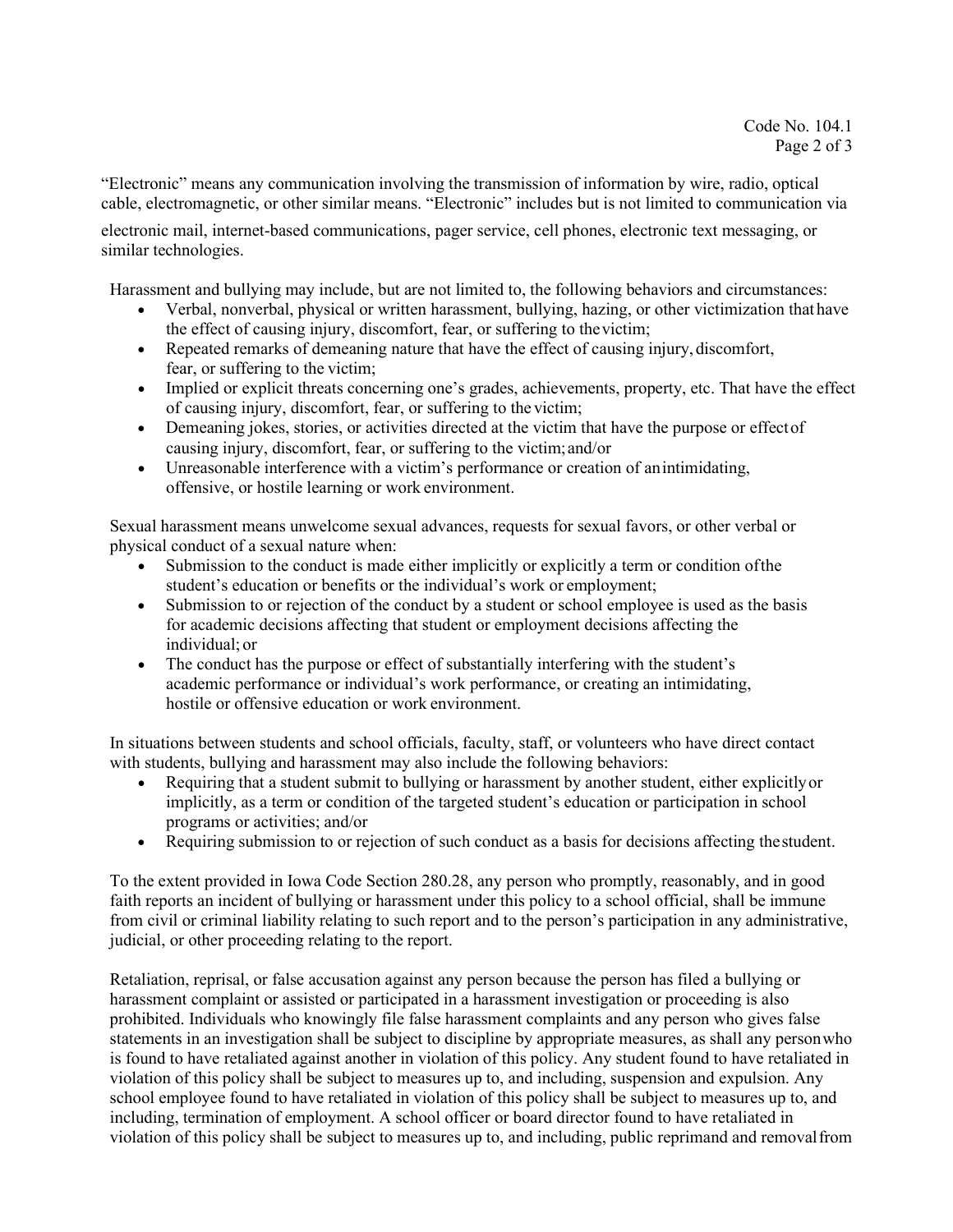"Electronic" means any communication involving the transmission of information by wire, radio, optical cable, electromagnetic, or other similar means. "Electronic" includes but is not limited to communication via electronic mail, internet-based communications, pager service, cell phones, electronic text messaging, or similar technologies.

Harassment and bullying may include, but are not limited to, the following behaviors and circumstances:

- Verbal, nonverbal, physical or written harassment, bullying, hazing, or other victimization that have the effect of causing injury, discomfort, fear, or suffering to the victim;
- Repeated remarks of demeaning nature that have the effect of causing injury, discomfort, fear, or suffering to the victim;
- Implied or explicit threats concerning one's grades, achievements, property, etc. That have the effect of causing injury, discomfort, fear, or suffering to the victim;
- Demeaning jokes, stories, or activities directed at the victim that have the purpose or effect of causing injury, discomfort, fear, or suffering to the victim; and/or
- Unreasonable interference with a victim's performance or creation of an intimidating, offensive, or hostile learning or work environment.

Sexual harassment means unwelcome sexual advances, requests for sexual favors, or other verbal or physical conduct of a sexual nature when:

- Submission to the conduct is made either implicitly or explicitly a term or condition of the student's education or benefits or the individual's work or employment;
- Submission to or rejection of the conduct by a student or school employee is used as the basis for academic decisions affecting that student or employment decisions affecting the individual; or
- The conduct has the purpose or effect of substantially interfering with the student's academic performance or individual's work performance, or creating an intimidating, hostile or offensive education or work environment.

In situations between students and school officials, faculty, staff, or volunteers who have direct contact with students, bullying and harassment may also include the following behaviors:

- Requiring that a student submit to bullying or harassment by another student, either explicitly or implicitly, as a term or condition of the targeted student's education or participation in school programs or activities; and/or
- Requiring submission to or rejection of such conduct as a basis for decisions affecting the student.

To the extent provided in Iowa Code Section 280.28, any person who promptly, reasonably, and in good faith reports an incident of bullying or harassment under this policy to a school official, shall be immune from civil or criminal liability relating to such report and to the person's participation in any administrative, judicial, or other proceeding relating to the report.

Retaliation, reprisal, or false accusation against any person because the person has filed a bullying or harassment complaint or assisted or participated in a harassment investigation or proceeding is also prohibited. Individuals who knowingly file false harassment complaints and any person who gives false statements in an investigation shall be subject to discipline by appropriate measures, as shall any person who is found to have retaliated against another in violation of this policy. Any student found to have retaliated in violation of this policy shall be subject to measures up to, and including, suspension and expulsion. Any school employee found to have retaliated in violation of this policy shall be subject to measures up to, and including, termination of employment. A school officer or board director found to have retaliated in violation of this policy shall be subject to measures up to, and including, public reprimand and removal from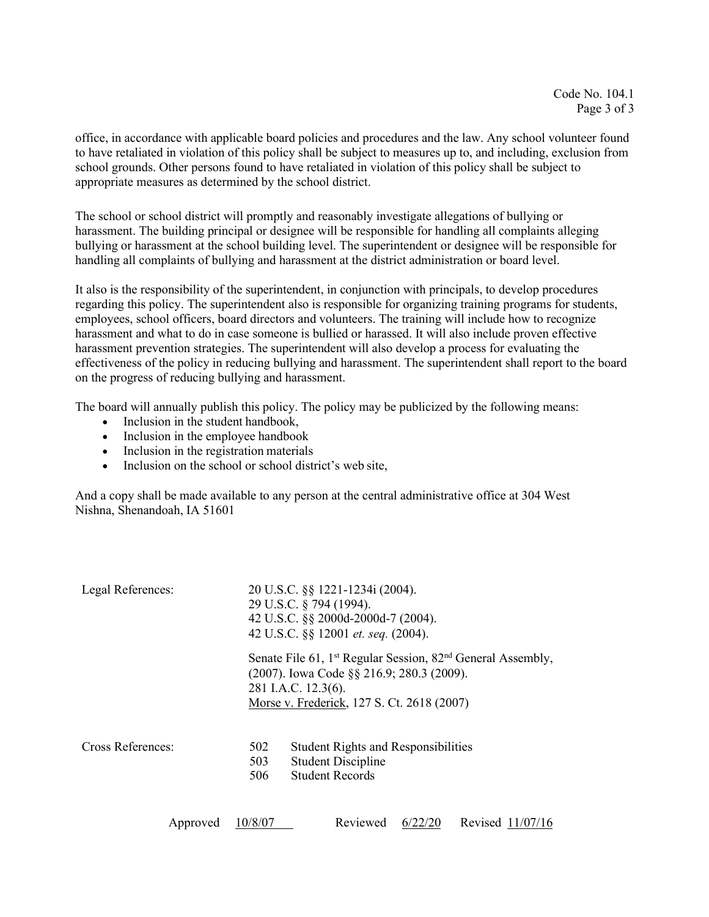office, in accordance with applicable board policies and procedures and the law. Any school volunteer found to have retaliated in violation of this policy shall be subject to measures up to, and including, exclusion from school grounds. Other persons found to have retaliated in violation of this policy shall be subject to appropriate measures as determined by the school district.

The school or school district will promptly and reasonably investigate allegations of bullying or harassment. The building principal or designee will be responsible for handling all complaints alleging bullying or harassment at the school building level. The superintendent or designee will be responsible for handling all complaints of bullying and harassment at the district administration or board level.

It also is the responsibility of the superintendent, in conjunction with principals, to develop procedures regarding this policy. The superintendent also is responsible for organizing training programs for students, employees, school officers, board directors and volunteers. The training will include how to recognize harassment and what to do in case someone is bullied or harassed. It will also include proven effective harassment prevention strategies. The superintendent will also develop a process for evaluating the effectiveness of the policy in reducing bullying and harassment. The superintendent shall report to the board on the progress of reducing bullying and harassment.

The board will annually publish this policy. The policy may be publicized by the following means:

- Inclusion in the student handbook,
- Inclusion in the employee handbook
- Inclusion in the registration materials
- Inclusion on the school or school district's web site,

And a copy shall be made available to any person at the central administrative office at 304 West Nishna, Shenandoah, IA 51601

Legal References:

20 U.S.C. §§ 1221-1234i (2004).
29 U.S.C. § 794 (1994).
42 U.S.C. §§ 2000d-2000d-7 (2004).
42 U.S.C. §§ 12001 *et. seq.* (2004).

Senate File 61, 1st Regular Session, 82nd General Assembly, (2007). Iowa Code §§ 216.9; 280.3 (2009).
281 I.A.C. 12.3(6).
Morse v. Frederick, 127 S. Ct. 2618 (2007)

Cross References:

| | |
|---|---|
| 502 | Student Rights and Responsibilities |
| 503 | Student Discipline |
| 506 | Student Records |

Approved 10/8/07 Reviewed 6/22/20 Revised 11/07/16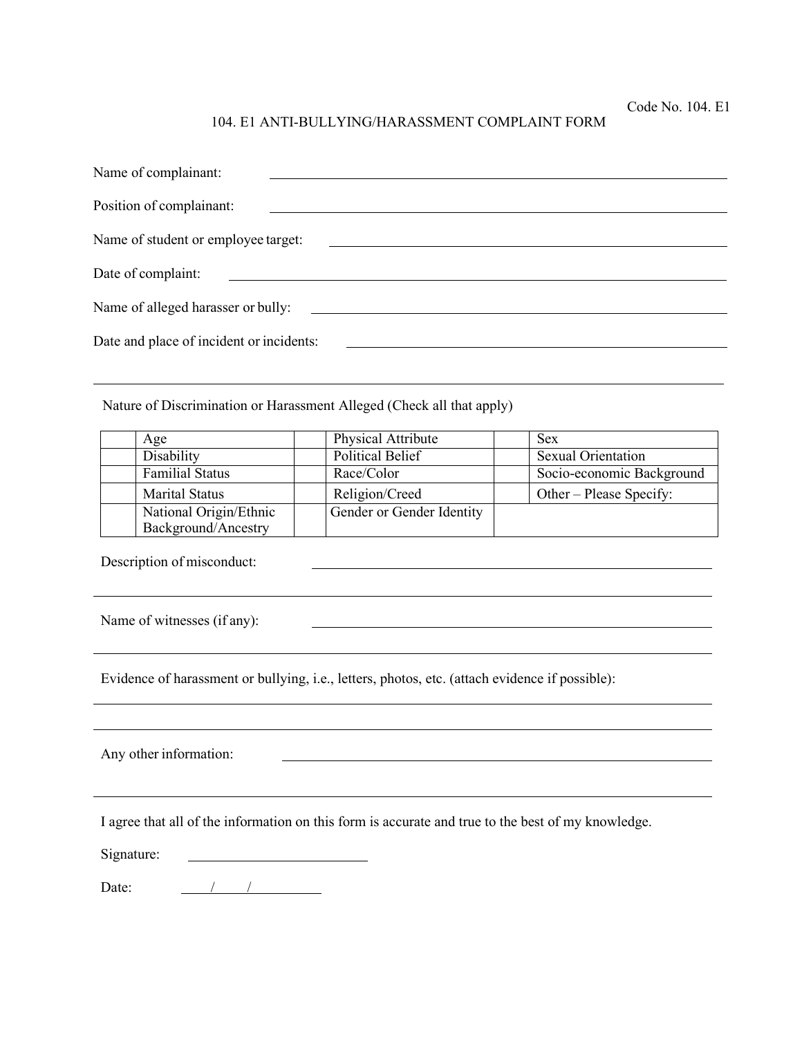Code No. 104. E1

# 104. E1 ANTI-BULLYING/HARASSMENT COMPLAINT FORM

Name of complainant: ______________________________

Position of complainant: ______________________________

Name of student or employee target: ______________________________

Date of complaint: ______________________________

Name of alleged harasser or bully: ______________________________

Date and place of incident or incidents: ______________________________

______________________________

Nature of Discrimination or Harassment Alleged (Check all that apply)

| | | | | | |
|---|---|---|---|---|---|
| | Age | | Physical Attribute | | Sex |
| | Disability | | Political Belief | | Sexual Orientation |
| | Familial Status | | Race/Color | | Socio-economic Background |
| | Marital Status | | Religion/Creed | | Other – Please Specify: |
| | National Origin/Ethnic Background/Ancestry | | Gender or Gender Identity | | |

Description of misconduct: ______________________________

______________________________

Name of witnesses (if any): ______________________________

______________________________

Evidence of harassment or bullying, i.e., letters, photos, etc. (attach evidence if possible):

______________________________

______________________________

Any other information: ______________________________

______________________________

I agree that all of the information on this form is accurate and true to the best of my knowledge.

Signature: ______________________________

Date: ____/____/________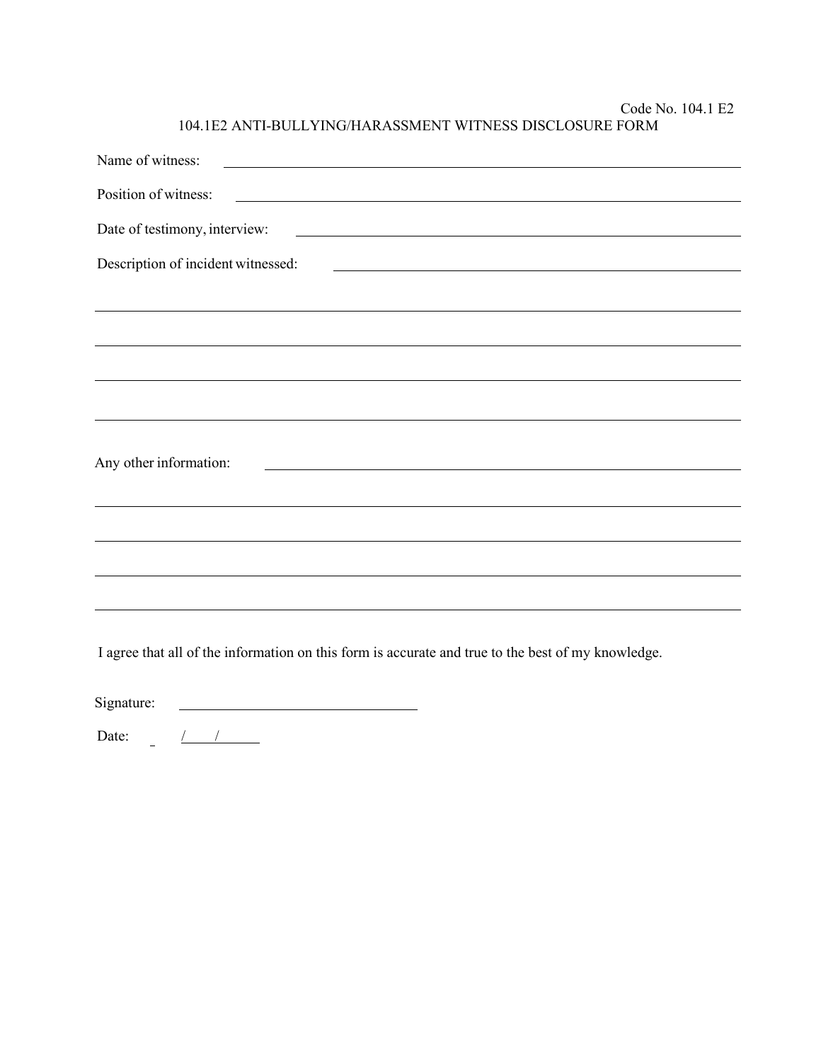Code No. 104.1 E2

# 104.1E2 ANTI-BULLYING/HARASSMENT WITNESS DISCLOSURE FORM

Name of witness: ______________________________________________

Position of witness: ______________________________________________

Date of testimony, interview: ______________________________________________

Description of incident witnessed: ______________________________________________

______________________________________________

______________________________________________

______________________________________________

______________________________________________

Any other information: ______________________________________________

______________________________________________

______________________________________________

______________________________________________

______________________________________________

I agree that all of the information on this form is accurate and true to the best of my knowledge.

Signature: ______________________

Date: ____/____/______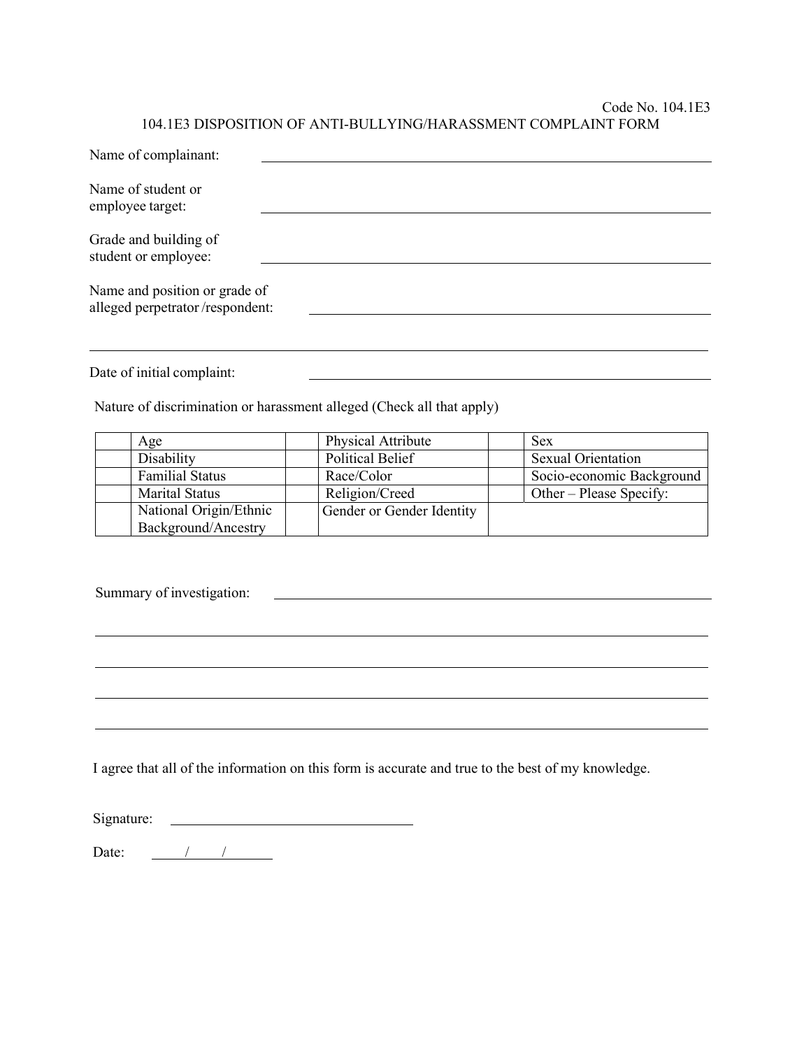Code No. 104.1E3

# 104.1E3 DISPOSITION OF ANTI-BULLYING/HARASSMENT COMPLAINT FORM

Name of complainant: ______________________________

Name of student or employee target: ______________________________

Grade and building of student or employee: ______________________________

Name and position or grade of alleged perpetrator /respondent: ______________________________

______________________________

Date of initial complaint: ______________________________

Nature of discrimination or harassment alleged (Check all that apply)

| | | | | | |
|---|---|---|---|---|---|
| | Age | | Physical Attribute | | Sex |
| | Disability | | Political Belief | | Sexual Orientation |
| | Familial Status | | Race/Color | | Socio-economic Background |
| | Marital Status | | Religion/Creed | | Other – Please Specify: |
| | National Origin/Ethnic Background/Ancestry | | Gender or Gender Identity | | |

Summary of investigation: ______________________________

______________________________

______________________________

______________________________

______________________________

I agree that all of the information on this form is accurate and true to the best of my knowledge.

Signature: ______________________________

Date: ____/____/______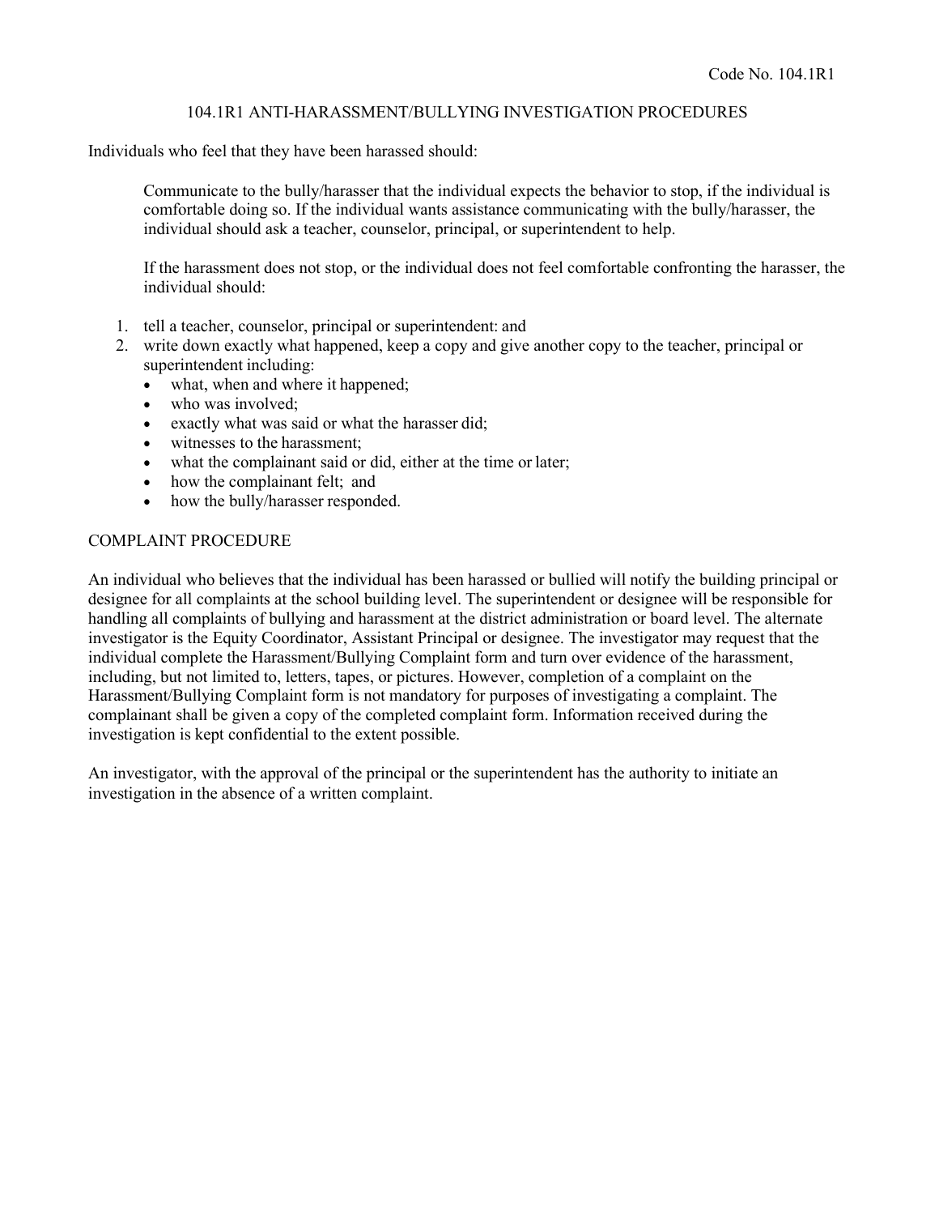Code No. 104.1R1

# 104.1R1 ANTI-HARASSMENT/BULLYING INVESTIGATION PROCEDURES

Individuals who feel that they have been harassed should:

> Communicate to the bully/harasser that the individual expects the behavior to stop, if the individual is comfortable doing so. If the individual wants assistance communicating with the bully/harasser, the individual should ask a teacher, counselor, principal, or superintendent to help.
>
> If the harassment does not stop, or the individual does not feel comfortable confronting the harasser, the individual should:

1. tell a teacher, counselor, principal or superintendent: and
2. write down exactly what happened, keep a copy and give another copy to the teacher, principal or superintendent including:
   - what, when and where it happened;
   - who was involved;
   - exactly what was said or what the harasser did;
   - witnesses to the harassment;
   - what the complainant said or did, either at the time or later;
   - how the complainant felt; and
   - how the bully/harasser responded.

## COMPLAINT PROCEDURE

An individual who believes that the individual has been harassed or bullied will notify the building principal or designee for all complaints at the school building level. The superintendent or designee will be responsible for handling all complaints of bullying and harassment at the district administration or board level. The alternate investigator is the Equity Coordinator, Assistant Principal or designee. The investigator may request that the individual complete the Harassment/Bullying Complaint form and turn over evidence of the harassment, including, but not limited to, letters, tapes, or pictures. However, completion of a complaint on the Harassment/Bullying Complaint form is not mandatory for purposes of investigating a complaint. The complainant shall be given a copy of the completed complaint form. Information received during the investigation is kept confidential to the extent possible.

An investigator, with the approval of the principal or the superintendent has the authority to initiate an investigation in the absence of a written complaint.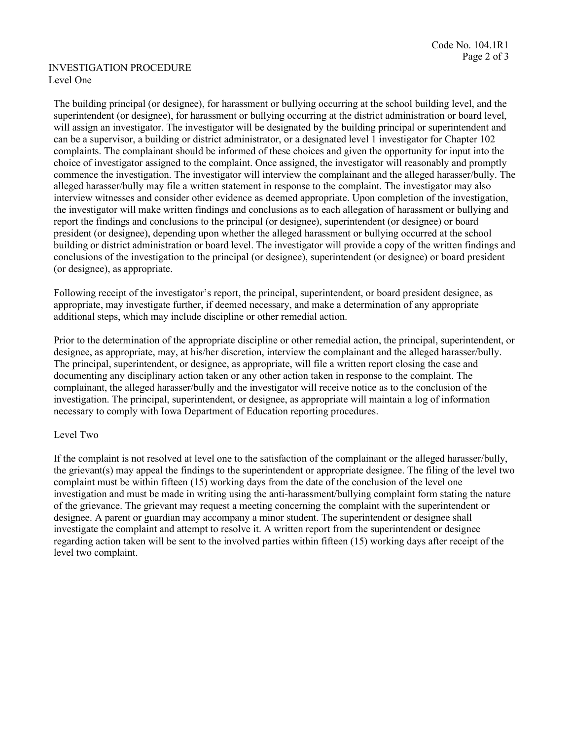## INVESTIGATION PROCEDURE

### Level One

The building principal (or designee), for harassment or bullying occurring at the school building level, and the superintendent (or designee), for harassment or bullying occurring at the district administration or board level, will assign an investigator. The investigator will be designated by the building principal or superintendent and can be a supervisor, a building or district administrator, or a designated level 1 investigator for Chapter 102 complaints. The complainant should be informed of these choices and given the opportunity for input into the choice of investigator assigned to the complaint. Once assigned, the investigator will reasonably and promptly commence the investigation. The investigator will interview the complainant and the alleged harasser/bully. The alleged harasser/bully may file a written statement in response to the complaint. The investigator may also interview witnesses and consider other evidence as deemed appropriate. Upon completion of the investigation, the investigator will make written findings and conclusions as to each allegation of harassment or bullying and report the findings and conclusions to the principal (or designee), superintendent (or designee) or board president (or designee), depending upon whether the alleged harassment or bullying occurred at the school building or district administration or board level. The investigator will provide a copy of the written findings and conclusions of the investigation to the principal (or designee), superintendent (or designee) or board president (or designee), as appropriate.

Following receipt of the investigator's report, the principal, superintendent, or board president designee, as appropriate, may investigate further, if deemed necessary, and make a determination of any appropriate additional steps, which may include discipline or other remedial action.

Prior to the determination of the appropriate discipline or other remedial action, the principal, superintendent, or designee, as appropriate, may, at his/her discretion, interview the complainant and the alleged harasser/bully. The principal, superintendent, or designee, as appropriate, will file a written report closing the case and documenting any disciplinary action taken or any other action taken in response to the complaint. The complainant, the alleged harasser/bully and the investigator will receive notice as to the conclusion of the investigation. The principal, superintendent, or designee, as appropriate will maintain a log of information necessary to comply with Iowa Department of Education reporting procedures.

### Level Two

If the complaint is not resolved at level one to the satisfaction of the complainant or the alleged harasser/bully, the grievant(s) may appeal the findings to the superintendent or appropriate designee. The filing of the level two complaint must be within fifteen (15) working days from the date of the conclusion of the level one investigation and must be made in writing using the anti-harassment/bullying complaint form stating the nature of the grievance. The grievant may request a meeting concerning the complaint with the superintendent or designee. A parent or guardian may accompany a minor student. The superintendent or designee shall investigate the complaint and attempt to resolve it. A written report from the superintendent or designee regarding action taken will be sent to the involved parties within fifteen (15) working days after receipt of the level two complaint.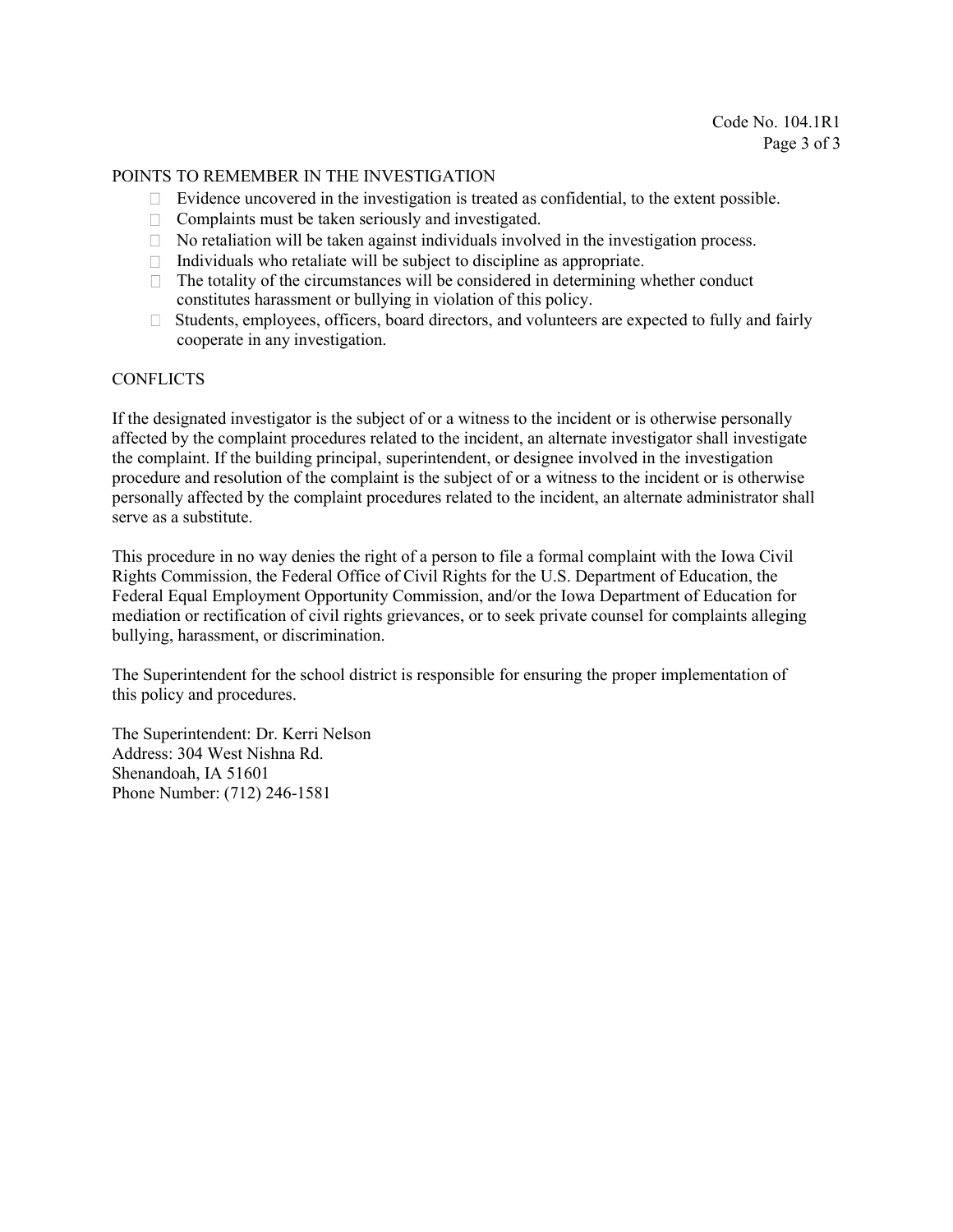Code No. 104.1R1

## POINTS TO REMEMBER IN THE INVESTIGATION

- Evidence uncovered in the investigation is treated as confidential, to the extent possible.
- Complaints must be taken seriously and investigated.
- No retaliation will be taken against individuals involved in the investigation process.
- Individuals who retaliate will be subject to discipline as appropriate.
- The totality of the circumstances will be considered in determining whether conduct constitutes harassment or bullying in violation of this policy.
- Students, employees, officers, board directors, and volunteers are expected to fully and fairly cooperate in any investigation.

## CONFLICTS

If the designated investigator is the subject of or a witness to the incident or is otherwise personally affected by the complaint procedures related to the incident, an alternate investigator shall investigate the complaint. If the building principal, superintendent, or designee involved in the investigation procedure and resolution of the complaint is the subject of or a witness to the incident or is otherwise personally affected by the complaint procedures related to the incident, an alternate administrator shall serve as a substitute.

This procedure in no way denies the right of a person to file a formal complaint with the Iowa Civil Rights Commission, the Federal Office of Civil Rights for the U.S. Department of Education, the Federal Equal Employment Opportunity Commission, and/or the Iowa Department of Education for mediation or rectification of civil rights grievances, or to seek private counsel for complaints alleging bullying, harassment, or discrimination.

The Superintendent for the school district is responsible for ensuring the proper implementation of this policy and procedures.

The Superintendent: Dr. Kerri Nelson
Address: 304 West Nishna Rd.
Shenandoah, IA 51601
Phone Number: (712) 246-1581